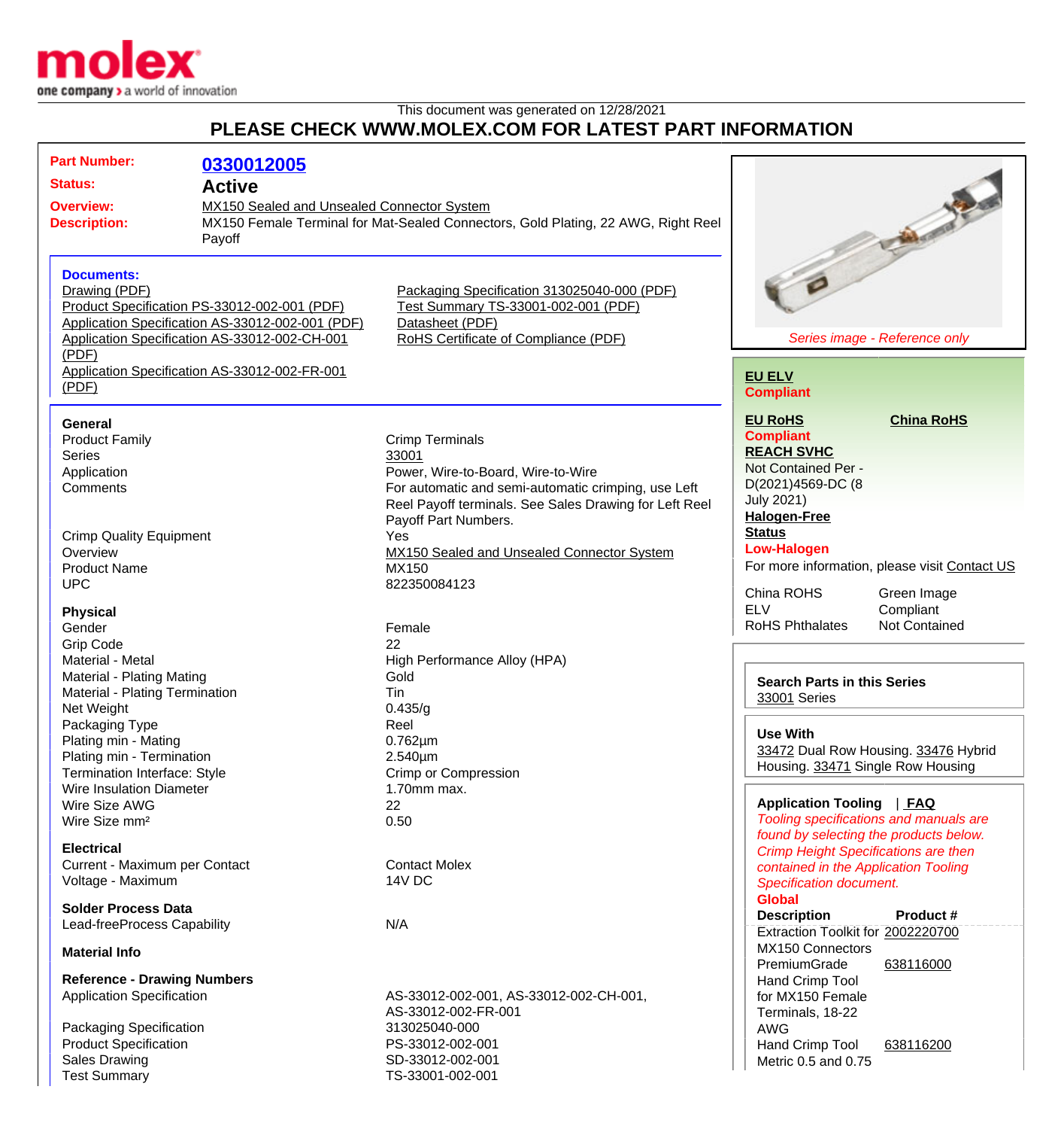This document was generated on 12/28/2021

# PLEASE CHECK WWW.MOLEX.COM FOR LATEST PART INFORMATION

**Part Number:** 0330012005

**Status:** Active

**Overview:** MX150 Sealed and Unsealed Connector System

**Description:** MX150 Female Terminal for Mat-Sealed Connectors, Gold Plating, 22 AWG, Right Reel Payoff

### Documents:

- Drawing (PDF)
- Product Specification PS-33012-002-001 (PDF)
- Application Specification AS-33012-002-001 (PDF)
- Application Specification AS-33012-002-CH-001 (PDF)
- Application Specification AS-33012-002-FR-001 (PDF)
- Packaging Specification 313025040-000 (PDF)
- Test Summary TS-33001-002-001 (PDF)
- Datasheet (PDF)
- RoHS Certificate of Compliance (PDF)

*Series image - Reference only*

**EU ELV**
Compliant

**EU RoHS**
Compliant

**China RoHS**

**REACH SVHC**
Not Contained Per - D(2021)4569-DC (8 July 2021)

**Halogen-Free Status**
Low-Halogen

For more information, please visit Contact US

| | |
|---|---|
| China ROHS | Green Image |
| ELV | Compliant |
| RoHS Phthalates | Not Contained |

### General

| | |
|---|---|
| Product Family | Crimp Terminals |
| Series | 33001 |
| Application | Power, Wire-to-Board, Wire-to-Wire |
| Comments | For automatic and semi-automatic crimping, use Left Reel Payoff terminals. See Sales Drawing for Left Reel Payoff Part Numbers. |
| Crimp Quality Equipment | Yes |
| Overview | MX150 Sealed and Unsealed Connector System |
| Product Name | MX150 |
| UPC | 822350084123 |

### Physical

| | |
|---|---|
| Gender | Female |
| Grip Code | 22 |
| Material - Metal | High Performance Alloy (HPA) |
| Material - Plating Mating | Gold |
| Material - Plating Termination | Tin |
| Net Weight | 0.435/g |
| Packaging Type | Reel |
| Plating min - Mating | 0.762µm |
| Plating min - Termination | 2.540µm |
| Termination Interface: Style | Crimp or Compression |
| Wire Insulation Diameter | 1.70mm max. |
| Wire Size AWG | 22 |
| Wire Size mm² | 0.50 |

### Electrical

| | |
|---|---|
| Current - Maximum per Contact | Contact Molex |
| Voltage - Maximum | 14V DC |

### Solder Process Data

| | |
|---|---|
| Lead-freeProcess Capability | N/A |

### Material Info

### Reference - Drawing Numbers

| | |
|---|---|
| Application Specification | AS-33012-002-001, AS-33012-002-CH-001, AS-33012-002-FR-001 |
| Packaging Specification | 313025040-000 |
| Product Specification | PS-33012-002-001 |
| Sales Drawing | SD-33012-002-001 |
| Test Summary | TS-33001-002-001 |

**Search Parts in this Series**
33001 Series

**Use With**
33472 Dual Row Housing. 33476 Hybrid Housing. 33471 Single Row Housing

**Application Tooling** | FAQ

*Tooling specifications and manuals are found by selecting the products below. Crimp Height Specifications are then contained in the Application Tooling Specification document.*

**Global**

| Description | Product # |
|---|---|
| Extraction Toolkit for MX150 Connectors | 2002220700 |
| PremiumGrade Hand Crimp Tool for MX150 Female Terminals, 18-22 AWG | 638116000 |
| Hand Crimp Tool Metric 0.5 and 0.75 | 638116200 |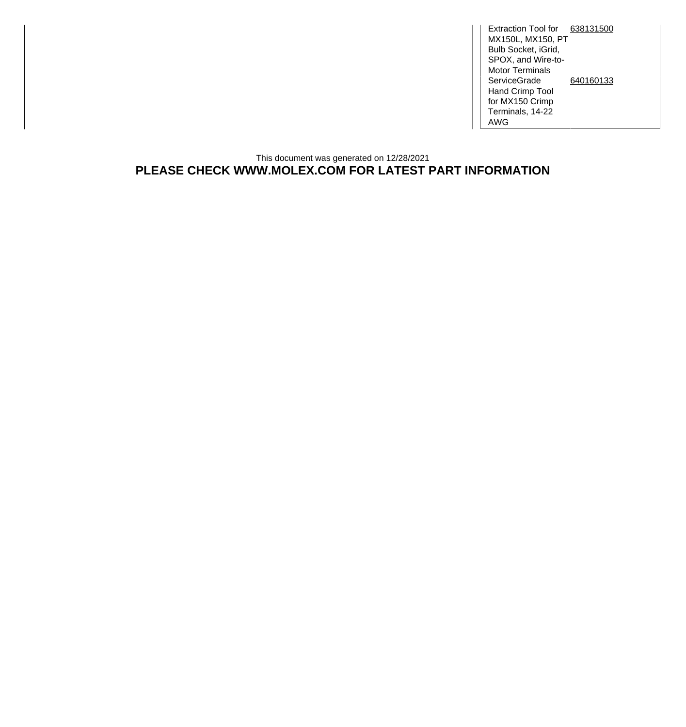| | |
|---|---|
| Extraction Tool for MX150L, MX150, PT Bulb Socket, iGrid, SPOX, and Wire-to-Motor Terminals | 638131500 |
| ServiceGrade Hand Crimp Tool for MX150 Crimp Terminals, 14-22 AWG | 640160133 |

This document was generated on 12/28/2021

**PLEASE CHECK WWW.MOLEX.COM FOR LATEST PART INFORMATION**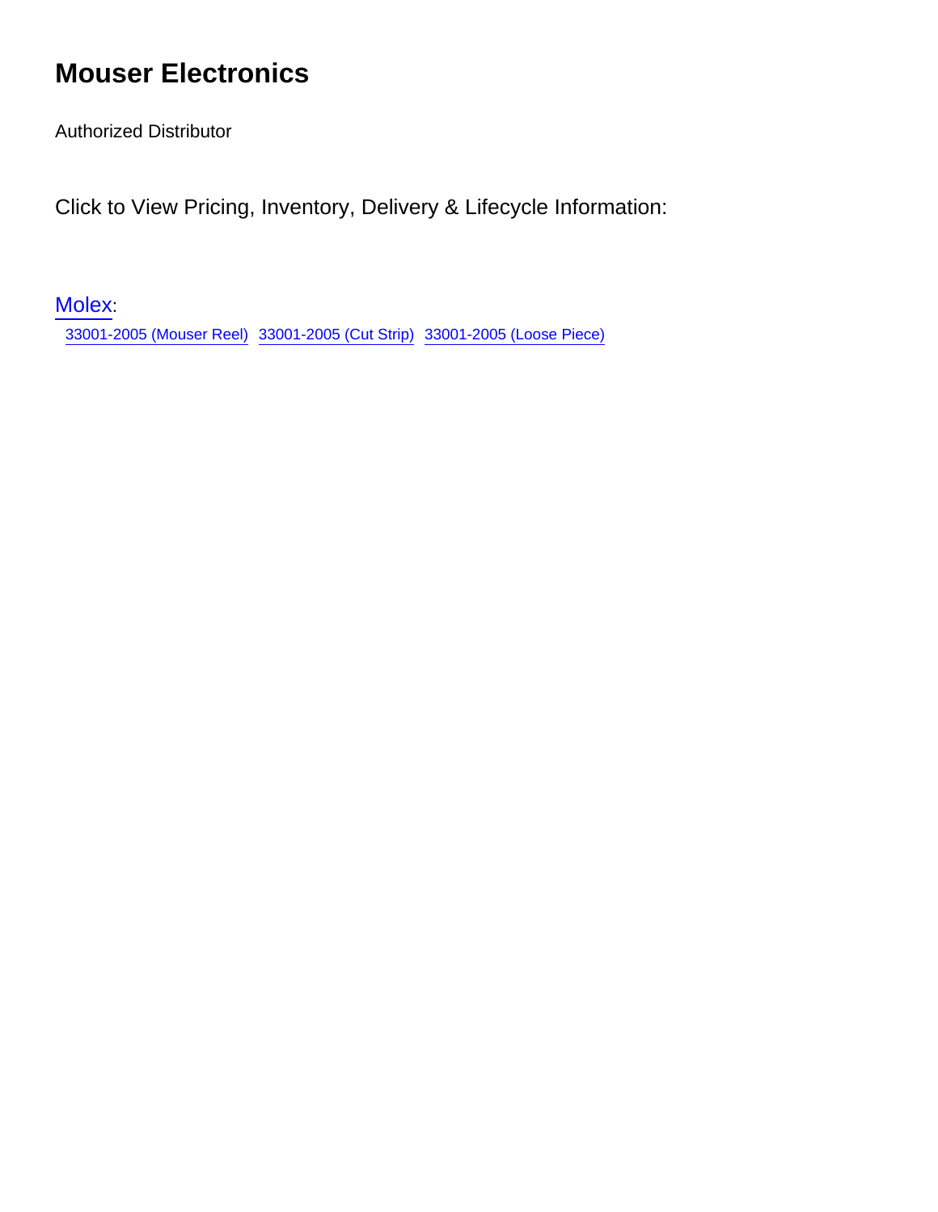# Mouser Electronics

Authorized Distributor

Click to View Pricing, Inventory, Delivery & Lifecycle Information:

Molex:

33001-2005 (Mouser Reel) 33001-2005 (Cut Strip) 33001-2005 (Loose Piece)